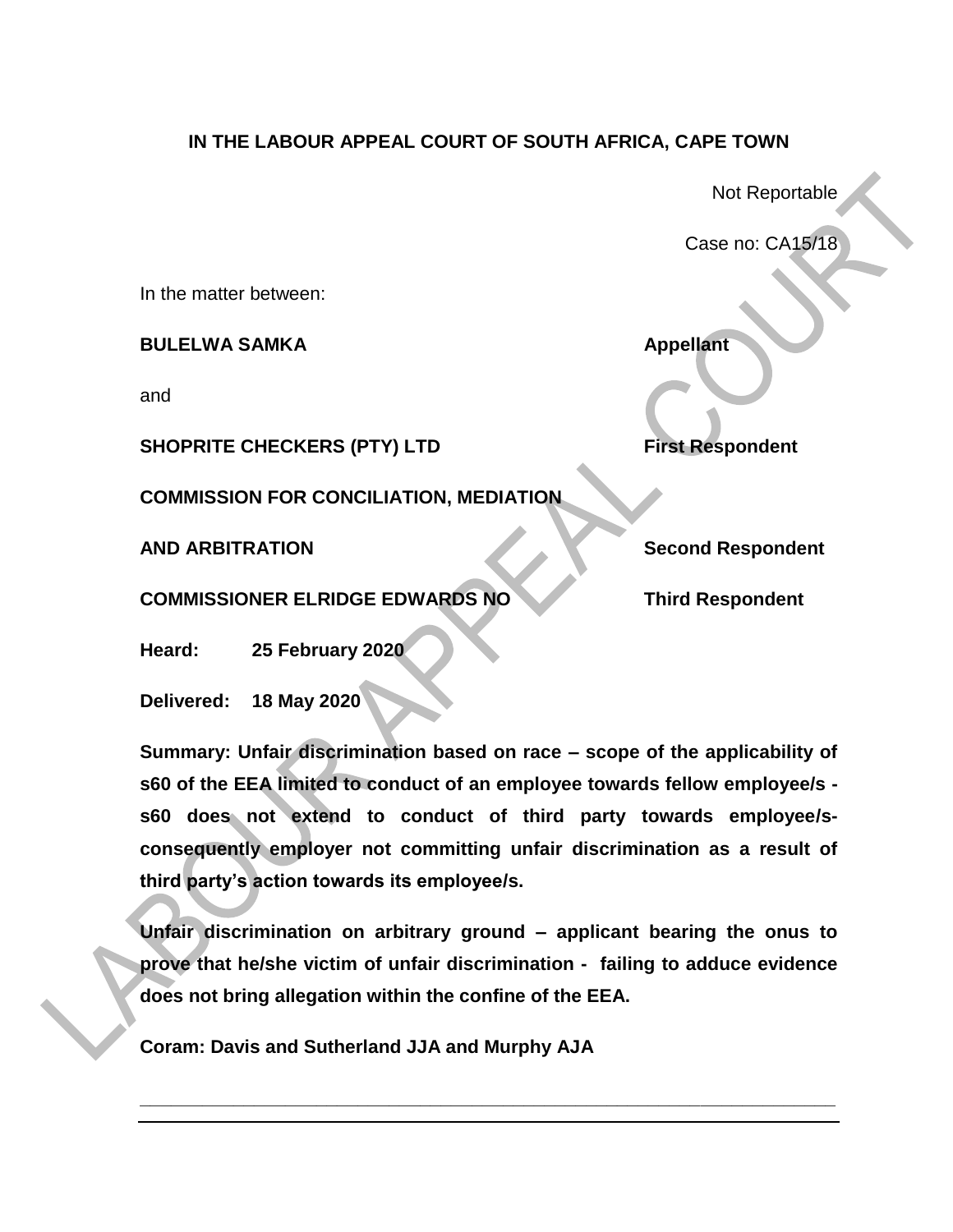**IN THE LABOUR APPEAL COURT OF SOUTH AFRICA, CAPE TOWN**

Not Reportable

Case no: CA15/18

In the matter between:

**BULELWA SAMKA** **Appellant**

and

**SHOPRITE CHECKERS (PTY) LTD** **First Respondent**

**COMMISSION FOR CONCILIATION, MEDIATION AND ARBITRATION** **Second Respondent**

**COMMISSIONER ELRIDGE EDWARDS NO** **Third Respondent**

**Heard: 25 February 2020**

**Delivered: 18 May 2020**

**Summary: Unfair discrimination based on race – scope of the applicability of s60 of the EEA limited to conduct of an employee towards fellow employee/s - s60 does not extend to conduct of third party towards employee/s-consequently employer not committing unfair discrimination as a result of third party's action towards its employee/s.**

**Unfair discrimination on arbitrary ground – applicant bearing the onus to prove that he/she victim of unfair discrimination - failing to adduce evidence does not bring allegation within the confine of the EEA.**

**Coram: Davis and Sutherland JJA and Murphy AJA**

---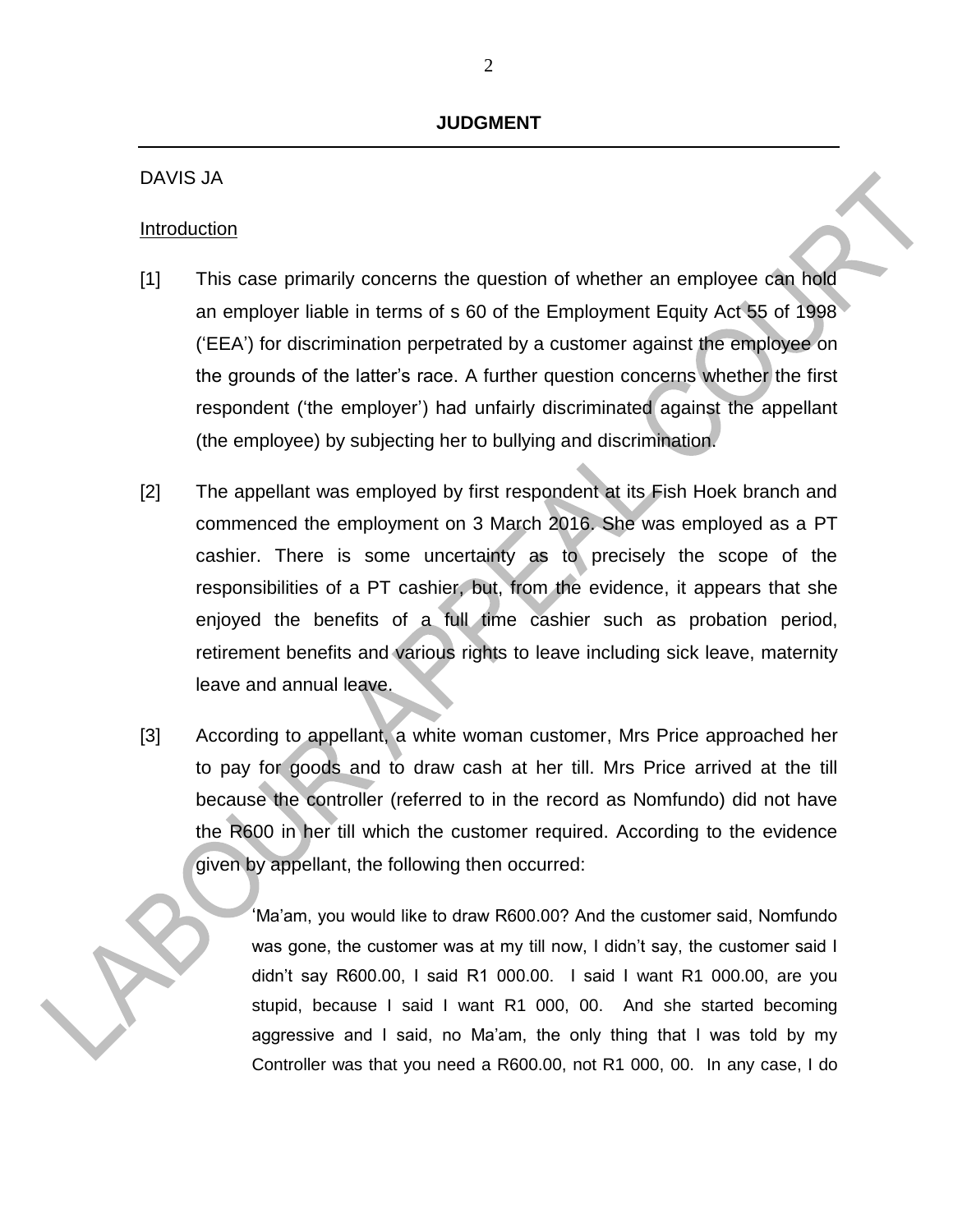**JUDGMENT**

---

DAVIS JA

Introduction

[1] This case primarily concerns the question of whether an employee can hold an employer liable in terms of s 60 of the Employment Equity Act 55 of 1998 ('EEA') for discrimination perpetrated by a customer against the employee on the grounds of the latter's race. A further question concerns whether the first respondent ('the employer') had unfairly discriminated against the appellant (the employee) by subjecting her to bullying and discrimination.

[2] The appellant was employed by first respondent at its Fish Hoek branch and commenced the employment on 3 March 2016. She was employed as a PT cashier. There is some uncertainty as to precisely the scope of the responsibilities of a PT cashier, but, from the evidence, it appears that she enjoyed the benefits of a full time cashier such as probation period, retirement benefits and various rights to leave including sick leave, maternity leave and annual leave.

[3] According to appellant, a white woman customer, Mrs Price approached her to pay for goods and to draw cash at her till. Mrs Price arrived at the till because the controller (referred to in the record as Nomfundo) did not have the R600 in her till which the customer required. According to the evidence given by appellant, the following then occurred:

> 'Ma'am, you would like to draw R600.00? And the customer said, Nomfundo was gone, the customer was at my till now, I didn't say, the customer said I didn't say R600.00, I said R1 000.00. I said I want R1 000.00, are you stupid, because I said I want R1 000, 00. And she started becoming aggressive and I said, no Ma'am, the only thing that I was told by my Controller was that you need a R600.00, not R1 000, 00. In any case, I do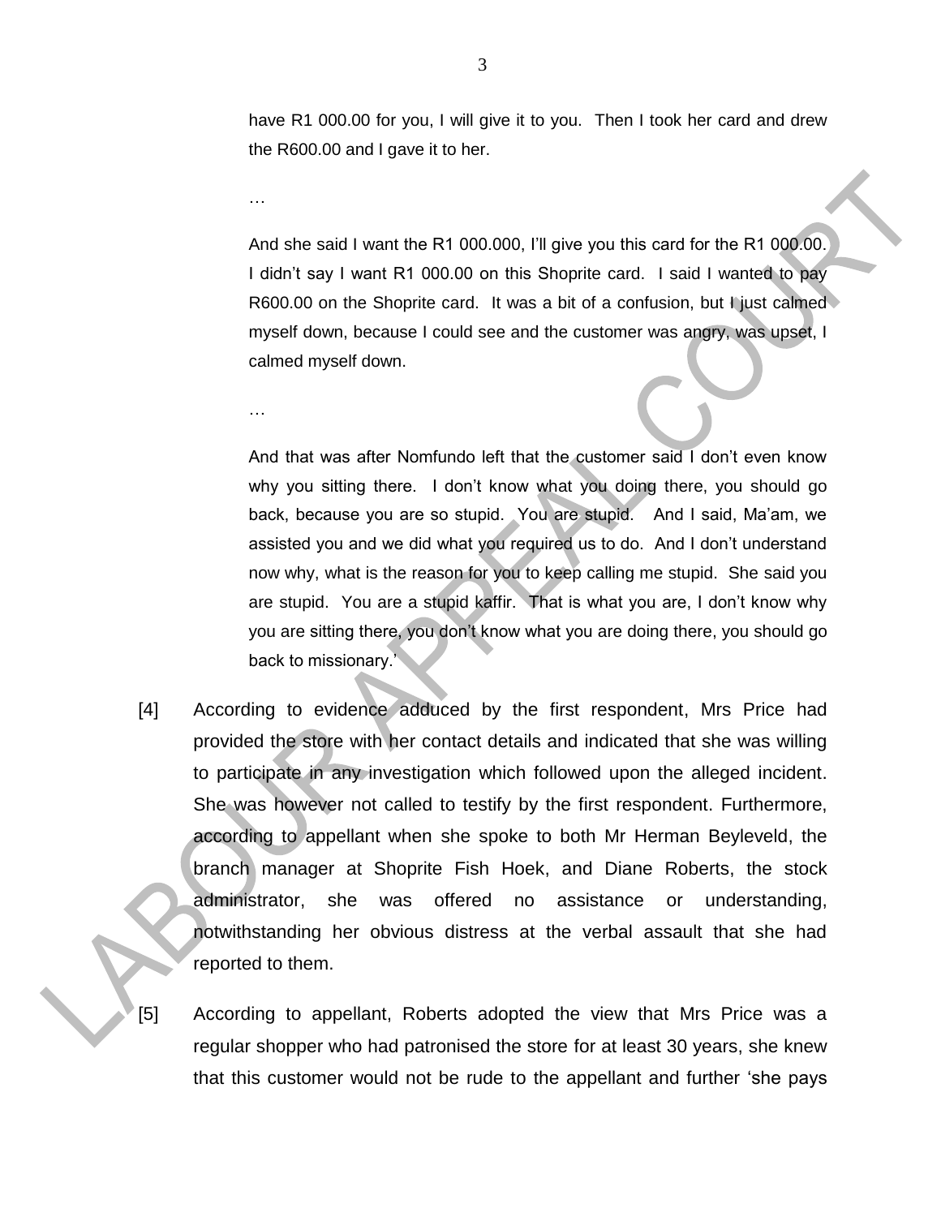have R1 000.00 for you, I will give it to you. Then I took her card and drew the R600.00 and I gave it to her.

…

And she said I want the R1 000.000, I'll give you this card for the R1 000.00. I didn't say I want R1 000.00 on this Shoprite card. I said I wanted to pay R600.00 on the Shoprite card. It was a bit of a confusion, but I just calmed myself down, because I could see and the customer was angry, was upset, I calmed myself down.

…

And that was after Nomfundo left that the customer said I don't even know why you sitting there. I don't know what you doing there, you should go back, because you are so stupid. You are stupid. And I said, Ma'am, we assisted you and we did what you required us to do. And I don't understand now why, what is the reason for you to keep calling me stupid. She said you are stupid. You are a stupid kaffir. That is what you are, I don't know why you are sitting there, you don't know what you are doing there, you should go back to missionary.'

[4] According to evidence adduced by the first respondent, Mrs Price had provided the store with her contact details and indicated that she was willing to participate in any investigation which followed upon the alleged incident. She was however not called to testify by the first respondent. Furthermore, according to appellant when she spoke to both Mr Herman Beyleveld, the branch manager at Shoprite Fish Hoek, and Diane Roberts, the stock administrator, she was offered no assistance or understanding, notwithstanding her obvious distress at the verbal assault that she had reported to them.

[5] According to appellant, Roberts adopted the view that Mrs Price was a regular shopper who had patronised the store for at least 30 years, she knew that this customer would not be rude to the appellant and further 'she pays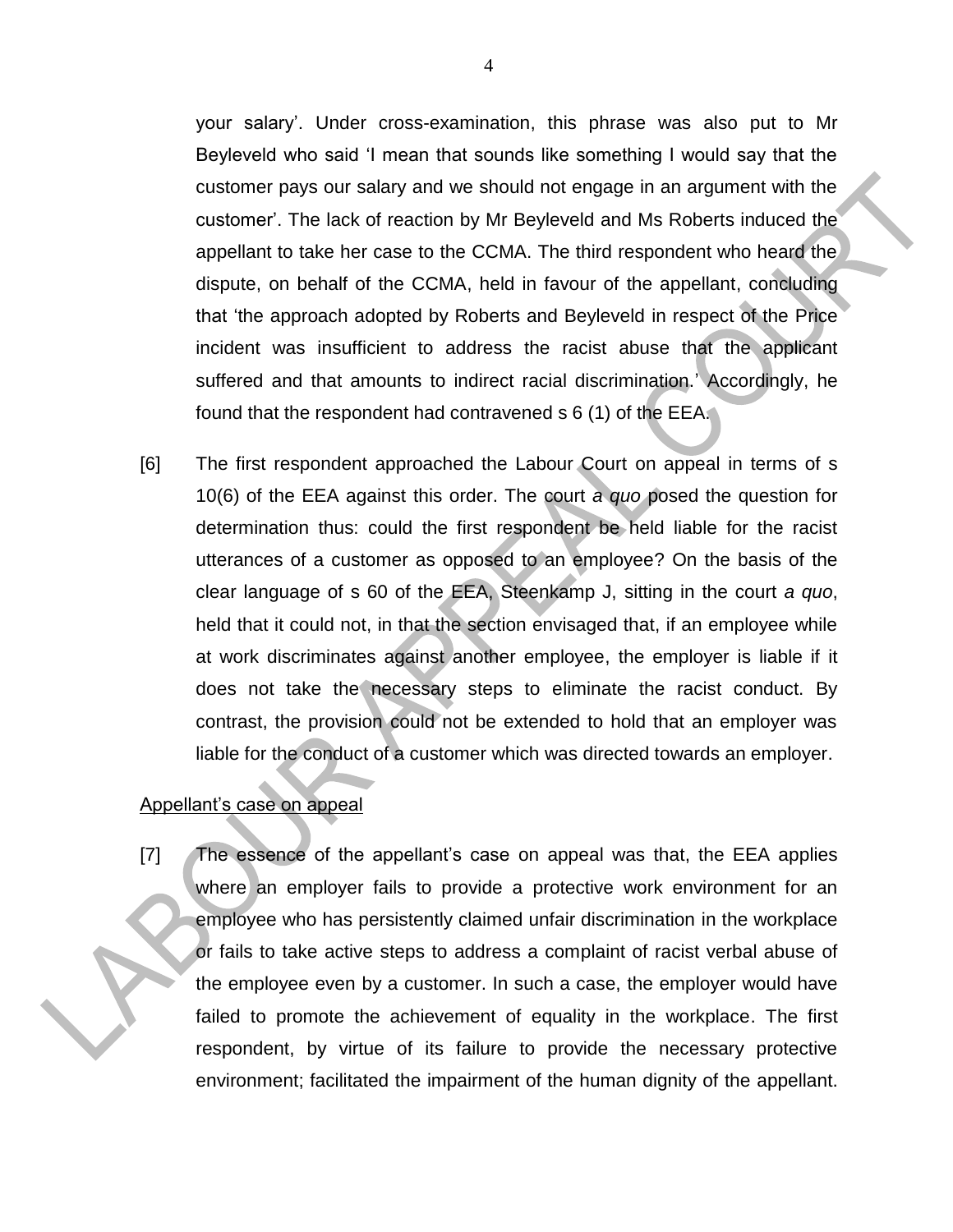your salary'. Under cross-examination, this phrase was also put to Mr Beyleveld who said 'I mean that sounds like something I would say that the customer pays our salary and we should not engage in an argument with the customer'. The lack of reaction by Mr Beyleveld and Ms Roberts induced the appellant to take her case to the CCMA. The third respondent who heard the dispute, on behalf of the CCMA, held in favour of the appellant, concluding that 'the approach adopted by Roberts and Beyleveld in respect of the Price incident was insufficient to address the racist abuse that the applicant suffered and that amounts to indirect racial discrimination.' Accordingly, he found that the respondent had contravened s 6 (1) of the EEA.

[6] The first respondent approached the Labour Court on appeal in terms of s 10(6) of the EEA against this order. The court *a quo* posed the question for determination thus: could the first respondent be held liable for the racist utterances of a customer as opposed to an employee? On the basis of the clear language of s 60 of the EEA, Steenkamp J, sitting in the court *a quo*, held that it could not, in that the section envisaged that, if an employee while at work discriminates against another employee, the employer is liable if it does not take the necessary steps to eliminate the racist conduct. By contrast, the provision could not be extended to hold that an employer was liable for the conduct of a customer which was directed towards an employer.

Appellant's case on appeal

[7] The essence of the appellant's case on appeal was that, the EEA applies where an employer fails to provide a protective work environment for an employee who has persistently claimed unfair discrimination in the workplace or fails to take active steps to address a complaint of racist verbal abuse of the employee even by a customer. In such a case, the employer would have failed to promote the achievement of equality in the workplace. The first respondent, by virtue of its failure to provide the necessary protective environment; facilitated the impairment of the human dignity of the appellant.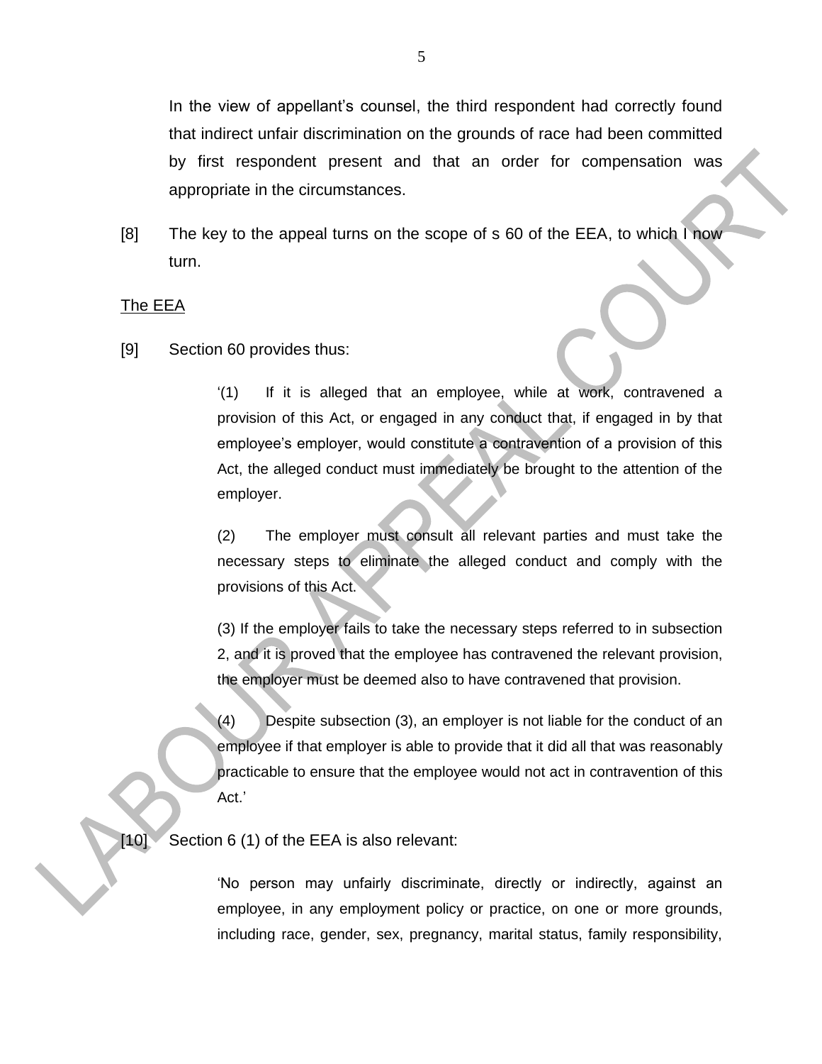In the view of appellant's counsel, the third respondent had correctly found that indirect unfair discrimination on the grounds of race had been committed by first respondent present and that an order for compensation was appropriate in the circumstances.

[8] The key to the appeal turns on the scope of s 60 of the EEA, to which I now turn.

The EEA

[9] Section 60 provides thus:

> '(1) If it is alleged that an employee, while at work, contravened a provision of this Act, or engaged in any conduct that, if engaged in by that employee's employer, would constitute a contravention of a provision of this Act, the alleged conduct must immediately be brought to the attention of the employer.
>
> (2) The employer must consult all relevant parties and must take the necessary steps to eliminate the alleged conduct and comply with the provisions of this Act.
>
> (3) If the employer fails to take the necessary steps referred to in subsection 2, and it is proved that the employee has contravened the relevant provision, the employer must be deemed also to have contravened that provision.
>
> (4) Despite subsection (3), an employer is not liable for the conduct of an employee if that employer is able to provide that it did all that was reasonably practicable to ensure that the employee would not act in contravention of this Act.'

[10] Section 6 (1) of the EEA is also relevant:

> 'No person may unfairly discriminate, directly or indirectly, against an employee, in any employment policy or practice, on one or more grounds, including race, gender, sex, pregnancy, marital status, family responsibility,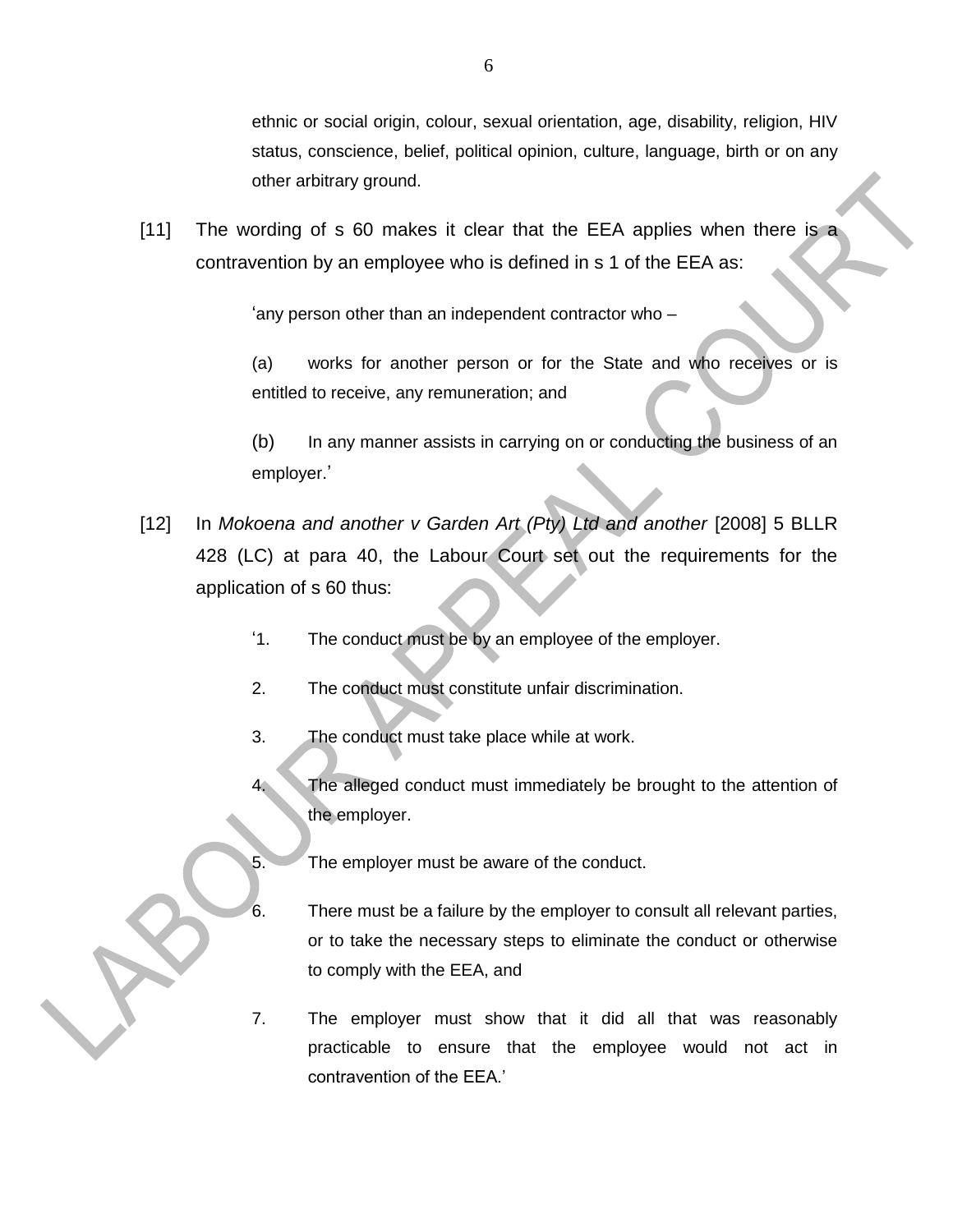ethnic or social origin, colour, sexual orientation, age, disability, religion, HIV status, conscience, belief, political opinion, culture, language, birth or on any other arbitrary ground.

[11] The wording of s 60 makes it clear that the EEA applies when there is a contravention by an employee who is defined in s 1 of the EEA as:

> 'any person other than an independent contractor who –
>
> (a) works for another person or for the State and who receives or is entitled to receive, any remuneration; and
>
> (b) In any manner assists in carrying on or conducting the business of an employer.'

[12] In *Mokoena and another v Garden Art (Pty) Ltd and another* [2008] 5 BLLR 428 (LC) at para 40, the Labour Court set out the requirements for the application of s 60 thus:

> '1. The conduct must be by an employee of the employer.
>
> 2. The conduct must constitute unfair discrimination.
>
> 3. The conduct must take place while at work.
>
> 4. The alleged conduct must immediately be brought to the attention of the employer.
>
> 5. The employer must be aware of the conduct.
>
> 6. There must be a failure by the employer to consult all relevant parties, or to take the necessary steps to eliminate the conduct or otherwise to comply with the EEA, and
>
> 7. The employer must show that it did all that was reasonably practicable to ensure that the employee would not act in contravention of the EEA.'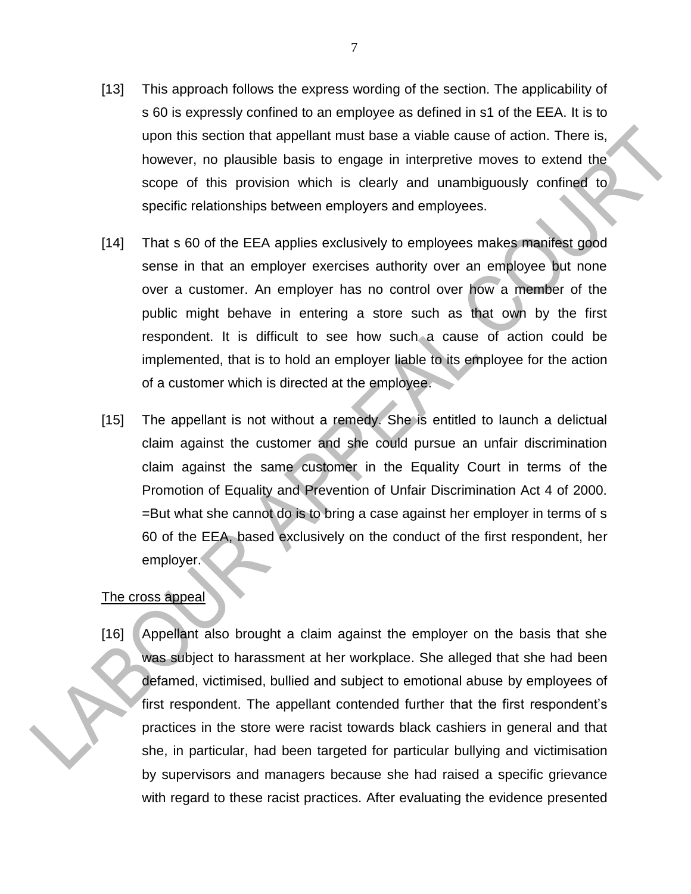[13] This approach follows the express wording of the section. The applicability of s 60 is expressly confined to an employee as defined in s1 of the EEA. It is to upon this section that appellant must base a viable cause of action. There is, however, no plausible basis to engage in interpretive moves to extend the scope of this provision which is clearly and unambiguously confined to specific relationships between employers and employees.

[14] That s 60 of the EEA applies exclusively to employees makes manifest good sense in that an employer exercises authority over an employee but none over a customer. An employer has no control over how a member of the public might behave in entering a store such as that own by the first respondent. It is difficult to see how such a cause of action could be implemented, that is to hold an employer liable to its employee for the action of a customer which is directed at the employee.

[15] The appellant is not without a remedy. She is entitled to launch a delictual claim against the customer and she could pursue an unfair discrimination claim against the same customer in the Equality Court in terms of the Promotion of Equality and Prevention of Unfair Discrimination Act 4 of 2000. =But what she cannot do is to bring a case against her employer in terms of s 60 of the EEA, based exclusively on the conduct of the first respondent, her employer.

<u>The cross appeal</u>

[16] Appellant also brought a claim against the employer on the basis that she was subject to harassment at her workplace. She alleged that she had been defamed, victimised, bullied and subject to emotional abuse by employees of first respondent. The appellant contended further that the first respondent's practices in the store were racist towards black cashiers in general and that she, in particular, had been targeted for particular bullying and victimisation by supervisors and managers because she had raised a specific grievance with regard to these racist practices. After evaluating the evidence presented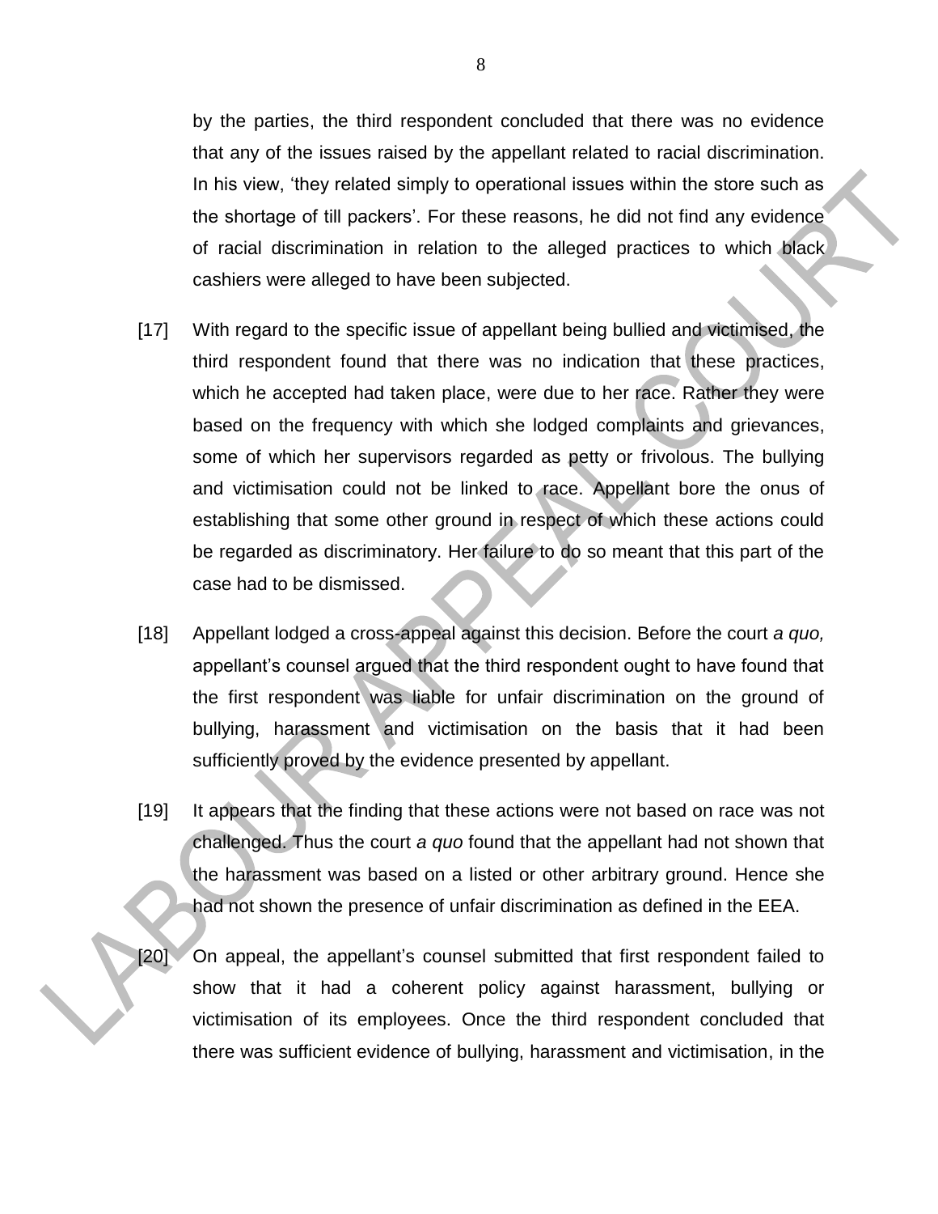by the parties, the third respondent concluded that there was no evidence that any of the issues raised by the appellant related to racial discrimination. In his view, 'they related simply to operational issues within the store such as the shortage of till packers'. For these reasons, he did not find any evidence of racial discrimination in relation to the alleged practices to which black cashiers were alleged to have been subjected.

[17] With regard to the specific issue of appellant being bullied and victimised, the third respondent found that there was no indication that these practices, which he accepted had taken place, were due to her race. Rather they were based on the frequency with which she lodged complaints and grievances, some of which her supervisors regarded as petty or frivolous. The bullying and victimisation could not be linked to race. Appellant bore the onus of establishing that some other ground in respect of which these actions could be regarded as discriminatory. Her failure to do so meant that this part of the case had to be dismissed.

[18] Appellant lodged a cross-appeal against this decision. Before the court *a quo,* appellant's counsel argued that the third respondent ought to have found that the first respondent was liable for unfair discrimination on the ground of bullying, harassment and victimisation on the basis that it had been sufficiently proved by the evidence presented by appellant.

[19] It appears that the finding that these actions were not based on race was not challenged. Thus the court *a quo* found that the appellant had not shown that the harassment was based on a listed or other arbitrary ground. Hence she had not shown the presence of unfair discrimination as defined in the EEA.

[20] On appeal, the appellant's counsel submitted that first respondent failed to show that it had a coherent policy against harassment, bullying or victimisation of its employees. Once the third respondent concluded that there was sufficient evidence of bullying, harassment and victimisation, in the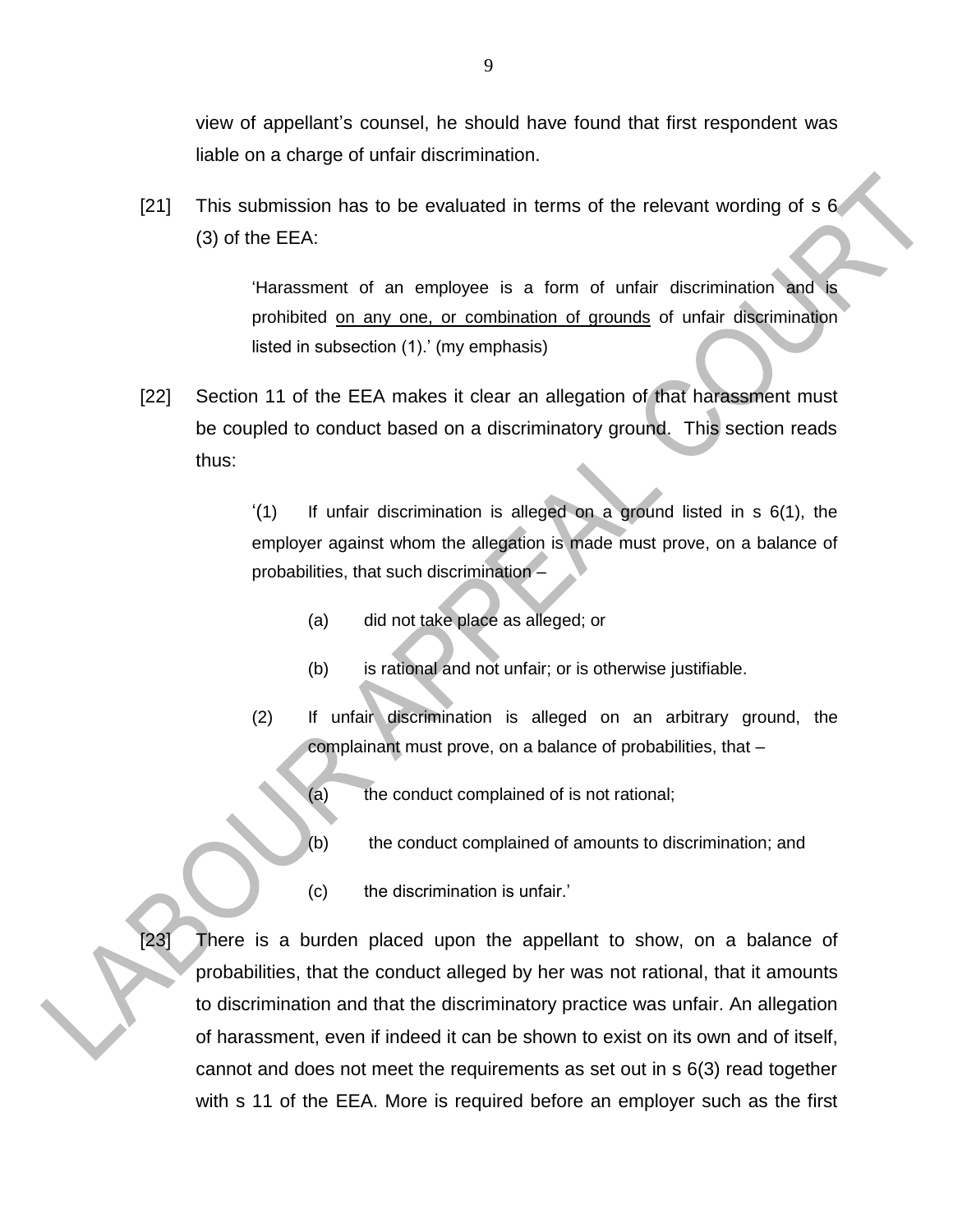view of appellant's counsel, he should have found that first respondent was liable on a charge of unfair discrimination.

[21] This submission has to be evaluated in terms of the relevant wording of s 6 (3) of the EEA:

> 'Harassment of an employee is a form of unfair discrimination and is prohibited <u>on any one, or combination of grounds</u> of unfair discrimination listed in subsection (1).' (my emphasis)

[22] Section 11 of the EEA makes it clear an allegation of that harassment must be coupled to conduct based on a discriminatory ground. This section reads thus:

> '(1) If unfair discrimination is alleged on a ground listed in s 6(1), the employer against whom the allegation is made must prove, on a balance of probabilities, that such discrimination –
>
> (a) did not take place as alleged; or
>
> (b) is rational and not unfair; or is otherwise justifiable.
>
> (2) If unfair discrimination is alleged on an arbitrary ground, the complainant must prove, on a balance of probabilities, that –
>
> (a) the conduct complained of is not rational;
>
> (b) the conduct complained of amounts to discrimination; and
>
> (c) the discrimination is unfair.'

[23] There is a burden placed upon the appellant to show, on a balance of probabilities, that the conduct alleged by her was not rational, that it amounts to discrimination and that the discriminatory practice was unfair. An allegation of harassment, even if indeed it can be shown to exist on its own and of itself, cannot and does not meet the requirements as set out in s 6(3) read together with s 11 of the EEA. More is required before an employer such as the first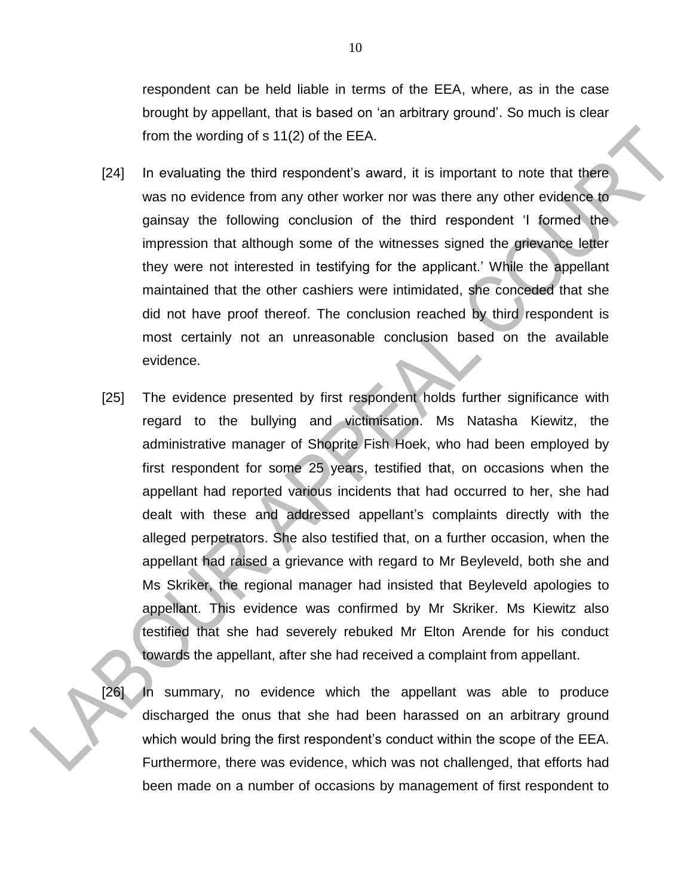respondent can be held liable in terms of the EEA, where, as in the case brought by appellant, that is based on 'an arbitrary ground'. So much is clear from the wording of s 11(2) of the EEA.

[24] In evaluating the third respondent's award, it is important to note that there was no evidence from any other worker nor was there any other evidence to gainsay the following conclusion of the third respondent 'I formed the impression that although some of the witnesses signed the grievance letter they were not interested in testifying for the applicant.' While the appellant maintained that the other cashiers were intimidated, she conceded that she did not have proof thereof. The conclusion reached by third respondent is most certainly not an unreasonable conclusion based on the available evidence.

[25] The evidence presented by first respondent holds further significance with regard to the bullying and victimisation. Ms Natasha Kiewitz, the administrative manager of Shoprite Fish Hoek, who had been employed by first respondent for some 25 years, testified that, on occasions when the appellant had reported various incidents that had occurred to her, she had dealt with these and addressed appellant's complaints directly with the alleged perpetrators. She also testified that, on a further occasion, when the appellant had raised a grievance with regard to Mr Beyleveld, both she and Ms Skriker, the regional manager had insisted that Beyleveld apologies to appellant. This evidence was confirmed by Mr Skriker. Ms Kiewitz also testified that she had severely rebuked Mr Elton Arende for his conduct towards the appellant, after she had received a complaint from appellant.

[26] In summary, no evidence which the appellant was able to produce discharged the onus that she had been harassed on an arbitrary ground which would bring the first respondent's conduct within the scope of the EEA. Furthermore, there was evidence, which was not challenged, that efforts had been made on a number of occasions by management of first respondent to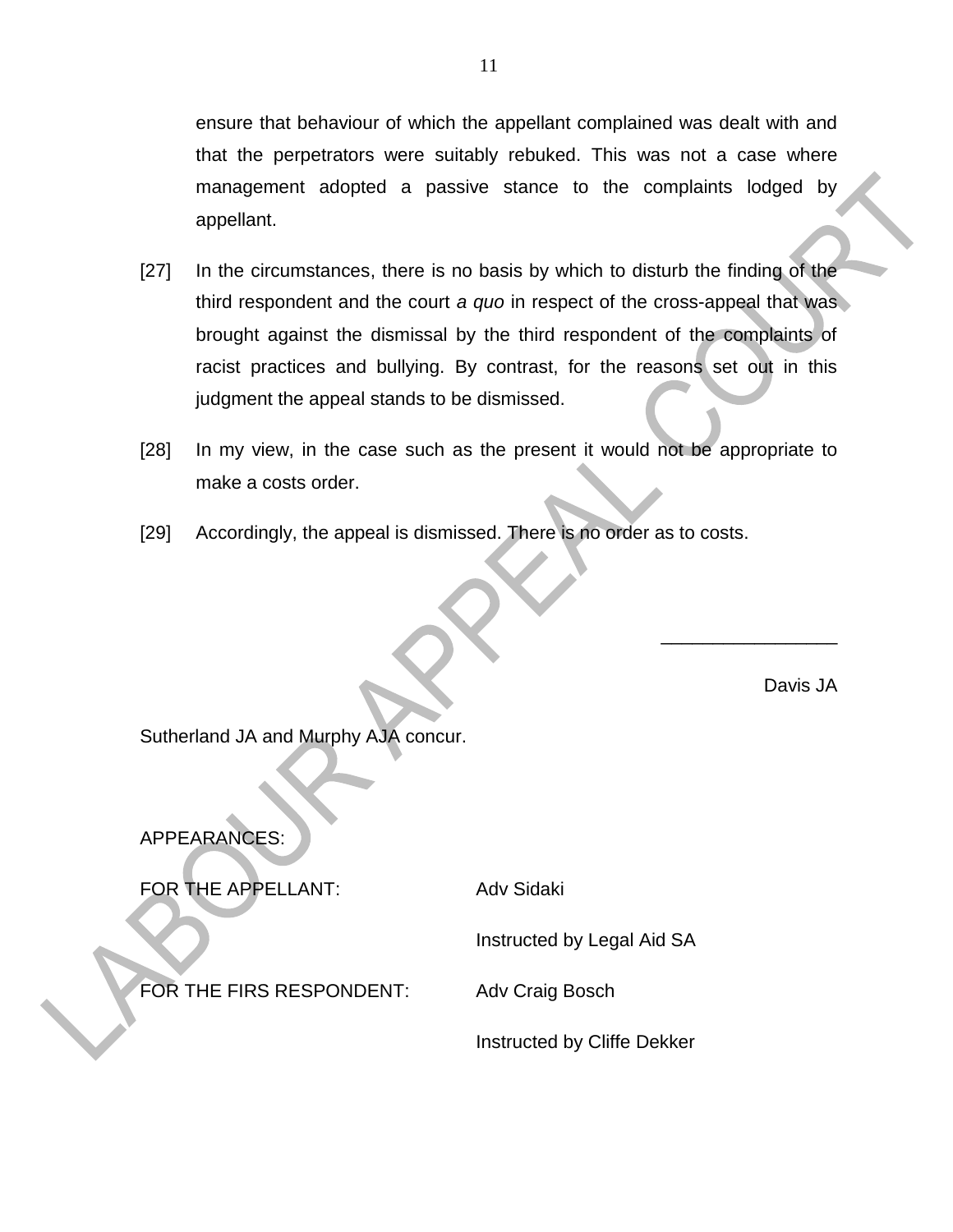ensure that behaviour of which the appellant complained was dealt with and that the perpetrators were suitably rebuked. This was not a case where management adopted a passive stance to the complaints lodged by appellant.

[27] In the circumstances, there is no basis by which to disturb the finding of the third respondent and the court *a quo* in respect of the cross-appeal that was brought against the dismissal by the third respondent of the complaints of racist practices and bullying. By contrast, for the reasons set out in this judgment the appeal stands to be dismissed.

[28] In my view, in the case such as the present it would not be appropriate to make a costs order.

[29] Accordingly, the appeal is dismissed. There is no order as to costs.

\_\_\_\_\_\_\_\_\_\_\_\_\_\_\_\_\_

Davis JA

Sutherland JA and Murphy AJA concur.

APPEARANCES:

FOR THE APPELLANT: Adv Sidaki

Instructed by Legal Aid SA

FOR THE FIRS RESPONDENT: Adv Craig Bosch

Instructed by Cliffe Dekker